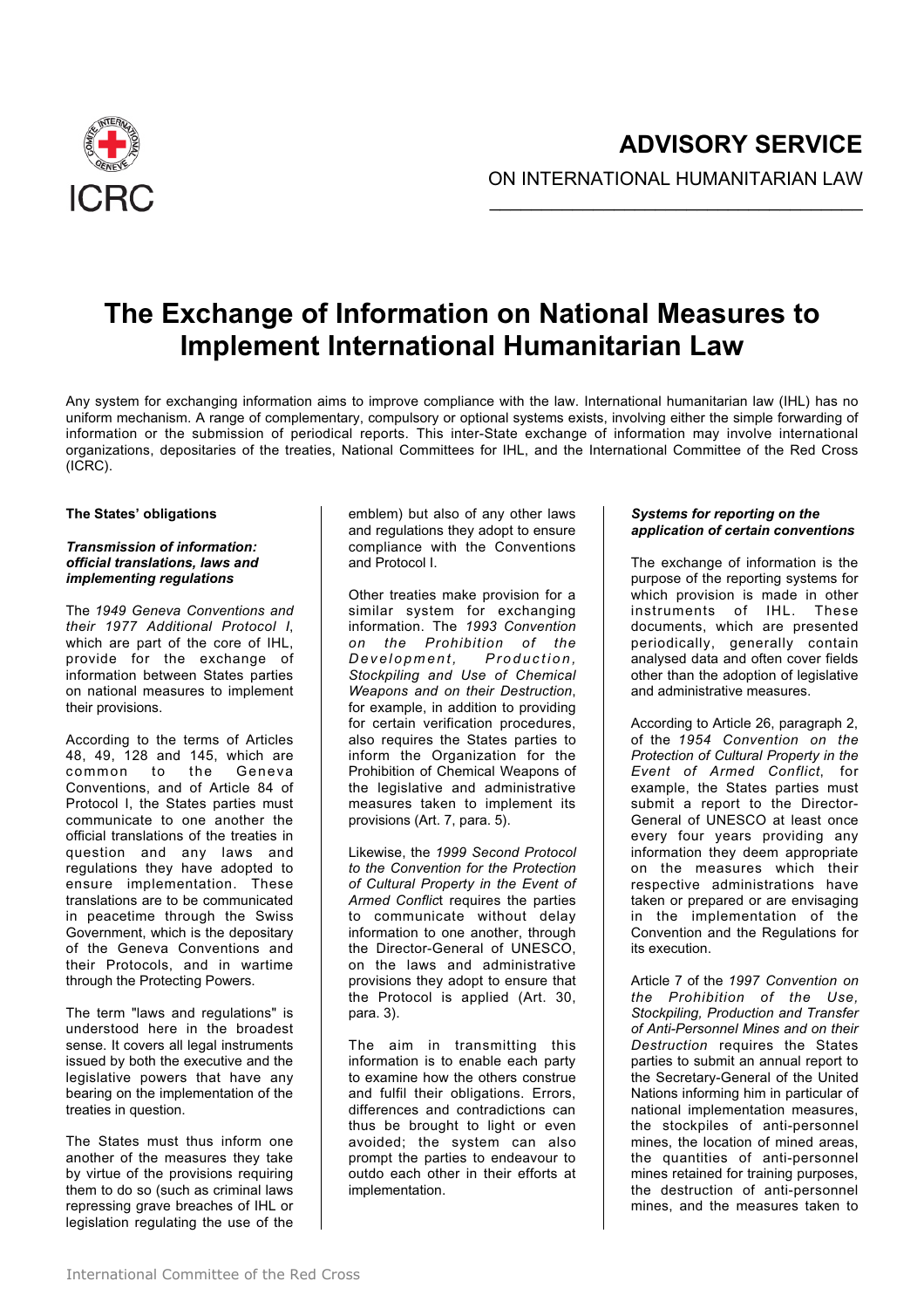ADVISORY SERVICE

ON INTERNATIONAL HUMANITARIAN LAW

# The Exchange of Information on National Measures to Implement International Humanitarian Law

Any system for exchanging information aims to improve compliance with the law. International humanitarian law (IHL) has no uniform mechanism. A range of complementary, compulsory or optional systems exists, involving either the simple forwarding of information or the submission of periodical reports. This inter-State exchange of information may involve international organizations, depositaries of the treaties, National Committees for IHL, and the International Committee of the Red Cross (ICRC).

## The States' obligations

### *Transmission of information: official translations, laws and implementing regulations*

The *1949 Geneva Conventions and their 1977 Additional Protocol I*, which are part of the core of IHL, provide for the exchange of information between States parties on national measures to implement their provisions.

According to the terms of Articles 48, 49, 128 and 145, which are common to the Geneva Conventions, and of Article 84 of Protocol I, the States parties must communicate to one another the official translations of the treaties in question and any laws and regulations they have adopted to ensure implementation. These translations are to be communicated in peacetime through the Swiss Government, which is the depositary of the Geneva Conventions and their Protocols, and in wartime through the Protecting Powers.

The term "laws and regulations" is understood here in the broadest sense. It covers all legal instruments issued by both the executive and the legislative powers that have any bearing on the implementation of the treaties in question.

The States must thus inform one another of the measures they take by virtue of the provisions requiring them to do so (such as criminal laws repressing grave breaches of IHL or legislation regulating the use of the emblem) but also of any other laws and regulations they adopt to ensure compliance with the Conventions and Protocol I.

Other treaties make provision for a similar system for exchanging information. The *1993 Convention on the Prohibition of the Development, Production, Stockpiling and Use of Chemical Weapons and on their Destruction*, for example, in addition to providing for certain verification procedures, also requires the States parties to inform the Organization for the Prohibition of Chemical Weapons of the legislative and administrative measures taken to implement its provisions (Art. 7, para. 5).

Likewise, the *1999 Second Protocol to the Convention for the Protection of Cultural Property in the Event of Armed Conflict* requires the parties to communicate without delay information to one another, through the Director-General of UNESCO, on the laws and administrative provisions they adopt to ensure that the Protocol is applied (Art. 30, para. 3).

The aim in transmitting this information is to enable each party to examine how the others construe and fulfil their obligations. Errors, differences and contradictions can thus be brought to light or even avoided; the system can also prompt the parties to endeavour to outdo each other in their efforts at implementation.

### *Systems for reporting on the application of certain conventions*

The exchange of information is the purpose of the reporting systems for which provision is made in other instruments of IHL. These documents, which are presented periodically, generally contain analysed data and often cover fields other than the adoption of legislative and administrative measures.

According to Article 26, paragraph 2, of the *1954 Convention on the Protection of Cultural Property in the Event of Armed Conflict*, for example, the States parties must submit a report to the Director-General of UNESCO at least once every four years providing any information they deem appropriate on the measures which their respective administrations have taken or prepared or are envisaging in the implementation of the Convention and the Regulations for its execution.

Article 7 of the *1997 Convention on the Prohibition of the Use, Stockpiling, Production and Transfer of Anti-Personnel Mines and on their Destruction* requires the States parties to submit an annual report to the Secretary-General of the United Nations informing him in particular of national implementation measures, the stockpiles of anti-personnel mines, the location of mined areas, the quantities of anti-personnel mines retained for training purposes, the destruction of anti-personnel mines, and the measures taken to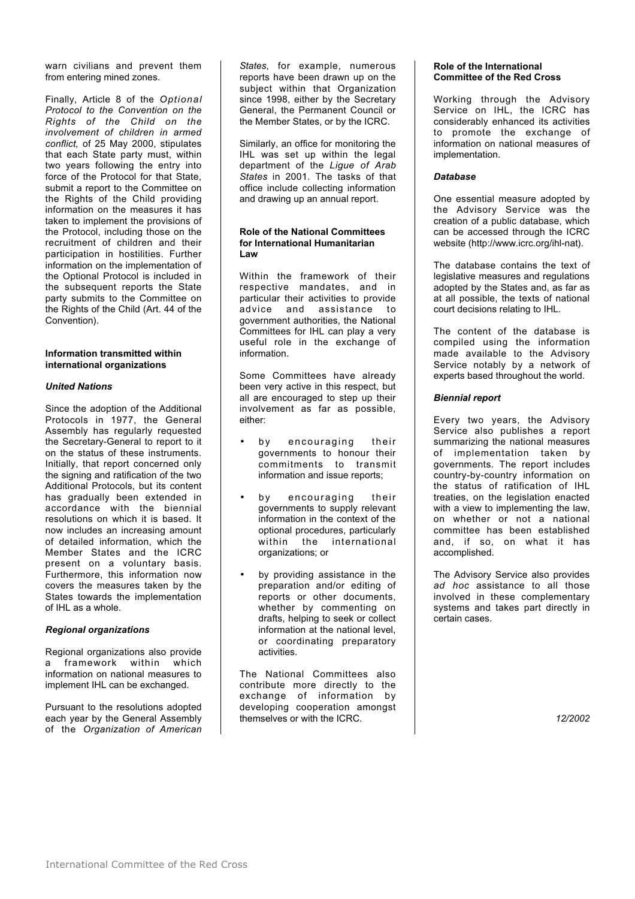warn civilians and prevent them from entering mined zones.

Finally, Article 8 of the *Optional Protocol to the Convention on the Rights of the Child on the involvement of children in armed conflict,* of 25 May 2000, stipulates that each State party must, within two years following the entry into force of the Protocol for that State, submit a report to the Committee on the Rights of the Child providing information on the measures it has taken to implement the provisions of the Protocol, including those on the recruitment of children and their participation in hostilities. Further information on the implementation of the Optional Protocol is included in the subsequent reports the State party submits to the Committee on the Rights of the Child (Art. 44 of the Convention).

**Information transmitted within international organizations**

***United Nations***

Since the adoption of the Additional Protocols in 1977, the General Assembly has regularly requested the Secretary-General to report to it on the status of these instruments. Initially, that report concerned only the signing and ratification of the two Additional Protocols, but its content has gradually been extended in accordance with the biennial resolutions on which it is based. It now includes an increasing amount of detailed information, which the Member States and the ICRC present on a voluntary basis. Furthermore, this information now covers the measures taken by the States towards the implementation of IHL as a whole.

***Regional organizations***

Regional organizations also provide a framework within which information on national measures to implement IHL can be exchanged.

Pursuant to the resolutions adopted each year by the General Assembly of the *Organization of American States*, for example, numerous reports have been drawn up on the subject within that Organization since 1998, either by the Secretary General, the Permanent Council or the Member States, or by the ICRC.

Similarly, an office for monitoring the IHL was set up within the legal department of the *Ligue of Arab States* in 2001. The tasks of that office include collecting information and drawing up an annual report.

**Role of the National Committees for International Humanitarian Law**

Within the framework of their respective mandates, and in particular their activities to provide advice and assistance to government authorities, the National Committees for IHL can play a very useful role in the exchange of information.

Some Committees have already been very active in this respect, but all are encouraged to step up their involvement as far as possible, either:

- by encouraging their governments to honour their commitments to transmit information and issue reports;
- by encouraging their governments to supply relevant information in the context of the optional procedures, particularly within the international organizations; or
- by providing assistance in the preparation and/or editing of reports or other documents, whether by commenting on drafts, helping to seek or collect information at the national level, or coordinating preparatory activities.

The National Committees also contribute more directly to the exchange of information by developing cooperation amongst themselves or with the ICRC.

**Role of the International Committee of the Red Cross**

Working through the Advisory Service on IHL, the ICRC has considerably enhanced its activities to promote the exchange of information on national measures of implementation.

***Database***

One essential measure adopted by the Advisory Service was the creation of a public database, which can be accessed through the ICRC website (http://www.icrc.org/ihl-nat).

The database contains the text of legislative measures and regulations adopted by the States and, as far as at all possible, the texts of national court decisions relating to IHL.

The content of the database is compiled using the information made available to the Advisory Service notably by a network of experts based throughout the world.

***Biennial report***

Every two years, the Advisory Service also publishes a report summarizing the national measures of implementation taken by governments. The report includes country-by-country information on the status of ratification of IHL treaties, on the legislation enacted with a view to implementing the law, on whether or not a national committee has been established and, if so, on what it has accomplished.

The Advisory Service also provides *ad hoc* assistance to all those involved in these complementary systems and takes part directly in certain cases.

*12/2002*